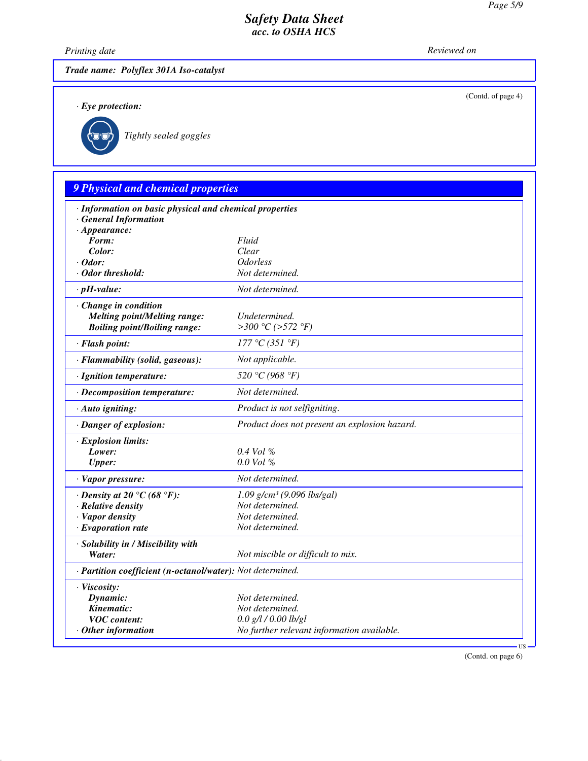Trade name: **Polyflex 301A Iso-catalyst**

(Contd. of page 4)

· **Eye protection:**

Tightly sealed goggles

## 9 Physical and chemical properties

| | |
|---|---|
| · **Information on basic physical and chemical properties** | |
| · **General Information** | |
| · **Appearance:** | |
| **Form:** | Fluid |
| **Color:** | Clear |
| · **Odor:** | Odorless |
| · **Odor threshold:** | Not determined. |
| · **pH-value:** | Not determined. |
| · **Change in condition** | |
| **Melting point/Melting range:** | Undetermined. |
| **Boiling point/Boiling range:** | >300 °C (>572 °F) |
| · **Flash point:** | 177 °C (351 °F) |
| · **Flammability (solid, gaseous):** | Not applicable. |
| · **Ignition temperature:** | 520 °C (968 °F) |
| · **Decomposition temperature:** | Not determined. |
| · **Auto igniting:** | Product is not selfigniting. |
| · **Danger of explosion:** | Product does not present an explosion hazard. |
| · **Explosion limits:** | |
| **Lower:** | 0.4 Vol % |
| **Upper:** | 0.0 Vol % |
| · **Vapor pressure:** | Not determined. |
| · **Density at 20 °C (68 °F):** | 1.09 g/cm³ (9.096 lbs/gal) |
| · **Relative density** | Not determined. |
| · **Vapor density** | Not determined. |
| · **Evaporation rate** | Not determined. |
| · **Solubility in / Miscibility with** | |
| **Water:** | Not miscible or difficult to mix. |
| · **Partition coefficient (n-octanol/water):** | Not determined. |
| · **Viscosity:** | |
| **Dynamic:** | Not determined. |
| **Kinematic:** | Not determined. |
| **VOC content:** | 0.0 g/l / 0.00 lb/gl |
| · **Other information** | No further relevant information available. |

(Contd. on page 6)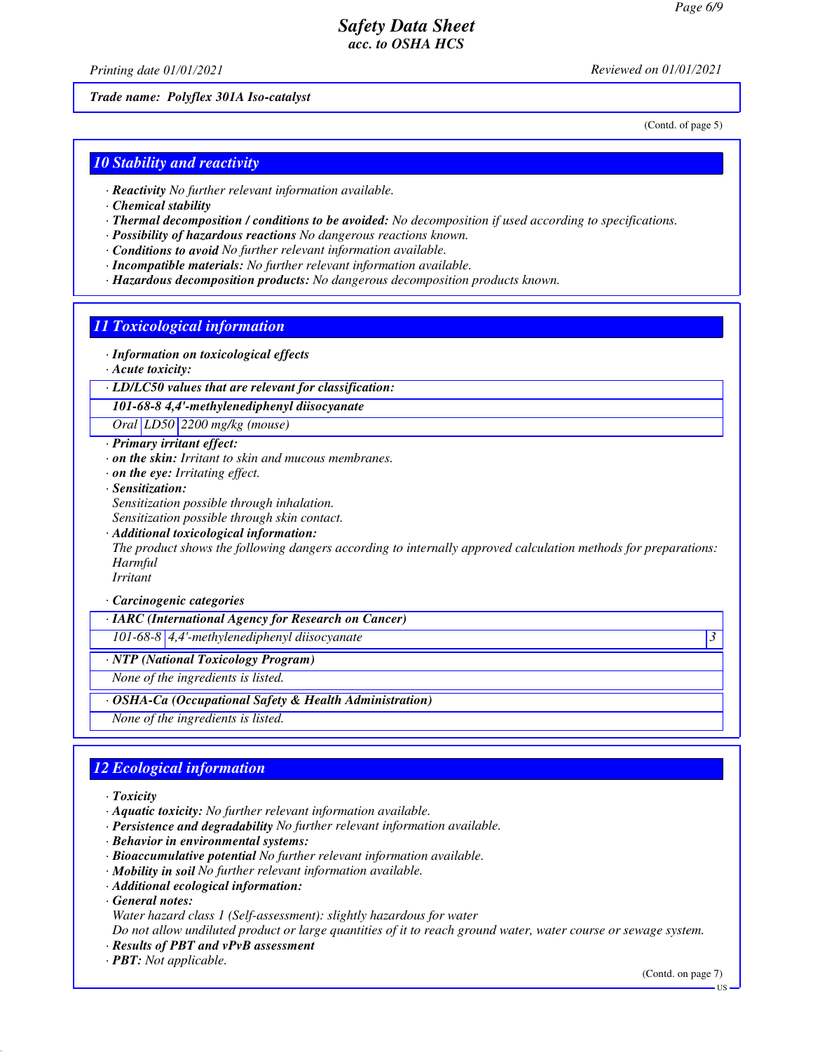*Trade name: Polyflex 301A Iso-catalyst*

(Contd. of page 5)

## 10 Stability and reactivity

· ***Reactivity*** *No further relevant information available.*
· ***Chemical stability***
· ***Thermal decomposition / conditions to be avoided:*** *No decomposition if used according to specifications.*
· ***Possibility of hazardous reactions*** *No dangerous reactions known.*
· ***Conditions to avoid*** *No further relevant information available.*
· ***Incompatible materials:*** *No further relevant information available.*
· ***Hazardous decomposition products:*** *No dangerous decomposition products known.*

## 11 Toxicological information

· ***Information on toxicological effects***
· ***Acute toxicity:***

| · LD/LC50 values that are relevant for classification: | | |
|---|---|---|
| **101-68-8 4,4'-methylenediphenyl diisocyanate** | | |
| Oral | LD50 | 2200 mg/kg (mouse) |

· ***Primary irritant effect:***
· ***on the skin:*** *Irritant to skin and mucous membranes.*
· ***on the eye:*** *Irritating effect.*
· ***Sensitization:***
*Sensitization possible through inhalation.*
*Sensitization possible through skin contact.*
· ***Additional toxicological information:***
*The product shows the following dangers according to internally approved calculation methods for preparations:*
*Harmful*
*Irritant*

· ***Carcinogenic categories***

| · IARC (International Agency for Research on Cancer) | | |
|---|---|---|
| 101-68-8 | 4,4'-methylenediphenyl diisocyanate | 3 |

| · NTP (National Toxicology Program) |
|---|
| None of the ingredients is listed. |

| · OSHA-Ca (Occupational Safety & Health Administration) |
|---|
| None of the ingredients is listed. |

## 12 Ecological information

· ***Toxicity***
· ***Aquatic toxicity:*** *No further relevant information available.*
· ***Persistence and degradability*** *No further relevant information available.*
· ***Behavior in environmental systems:***
· ***Bioaccumulative potential*** *No further relevant information available.*
· ***Mobility in soil*** *No further relevant information available.*
· ***Additional ecological information:***
· ***General notes:***
*Water hazard class 1 (Self-assessment): slightly hazardous for water*
*Do not allow undiluted product or large quantities of it to reach ground water, water course or sewage system.*
· ***Results of PBT and vPvB assessment***
· ***PBT:*** *Not applicable.*

(Contd. on page 7)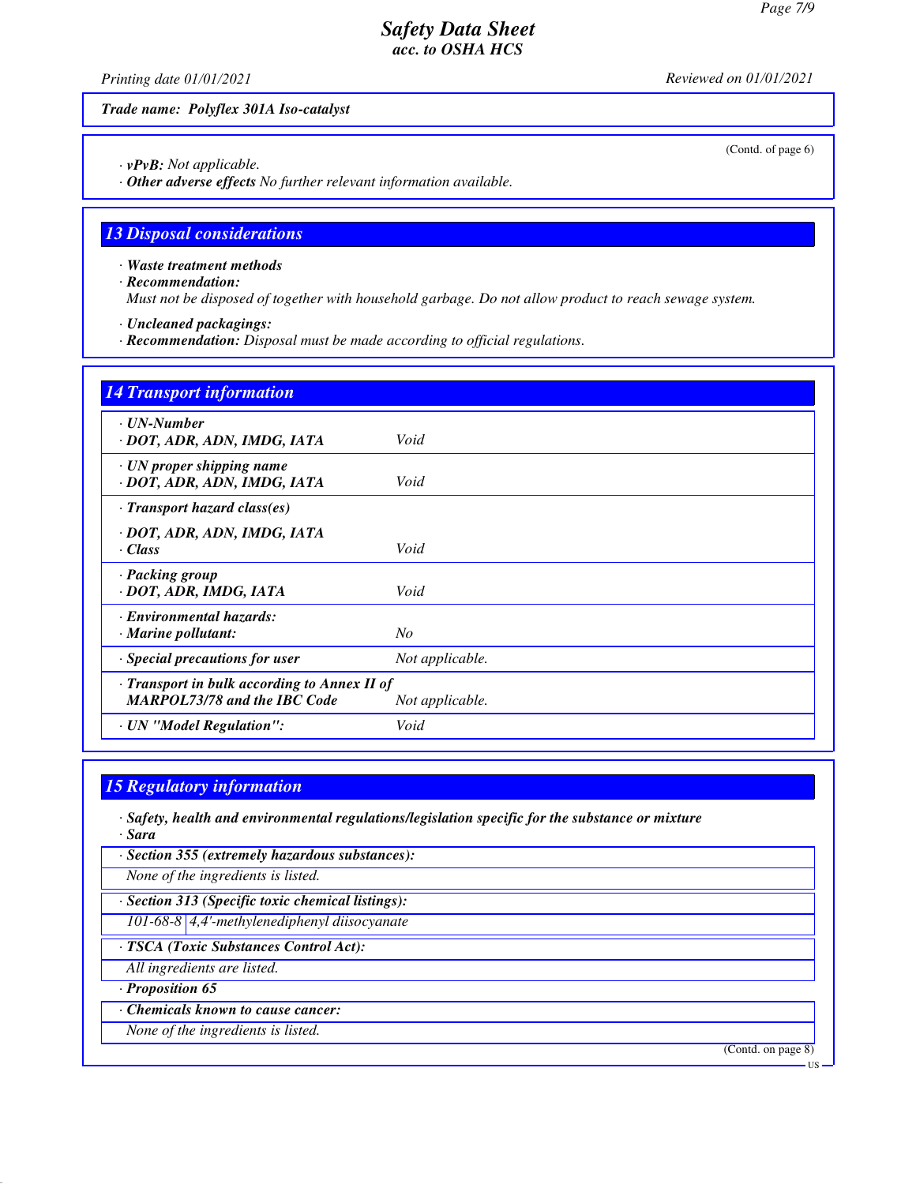**Trade name: Polyflex 301A Iso-catalyst**

(Contd. of page 6)

· **vPvB:** Not applicable.
· **Other adverse effects** No further relevant information available.

## 13 Disposal considerations

· **Waste treatment methods**
· **Recommendation:**
Must not be disposed of together with household garbage. Do not allow product to reach sewage system.

· **Uncleaned packagings:**
· **Recommendation:** Disposal must be made according to official regulations.

## 14 Transport information

| | |
|---|---|
| · **UN-Number**<br>· **DOT, ADR, ADN, IMDG, IATA** | Void |
| · **UN proper shipping name**<br>· **DOT, ADR, ADN, IMDG, IATA** | Void |
| · **Transport hazard class(es)**<br>· **DOT, ADR, ADN, IMDG, IATA**<br>· **Class** | Void |
| · **Packing group**<br>· **DOT, ADR, IMDG, IATA** | Void |
| · **Environmental hazards:**<br>· **Marine pollutant:** | No |
| · **Special precautions for user** | Not applicable. |
| · **Transport in bulk according to Annex II of MARPOL73/78 and the IBC Code** | Not applicable. |
| · **UN "Model Regulation":** | Void |

## 15 Regulatory information

· **Safety, health and environmental regulations/legislation specific for the substance or mixture**
· **Sara**

· **Section 355 (extremely hazardous substances):**
None of the ingredients is listed.

· **Section 313 (Specific toxic chemical listings):**

| | |
|---|---|
| 101-68-8 | 4,4'-methylenediphenyl diisocyanate |

· **TSCA (Toxic Substances Control Act):**
All ingredients are listed.

· **Proposition 65**

· **Chemicals known to cause cancer:**
None of the ingredients is listed.

(Contd. on page 8)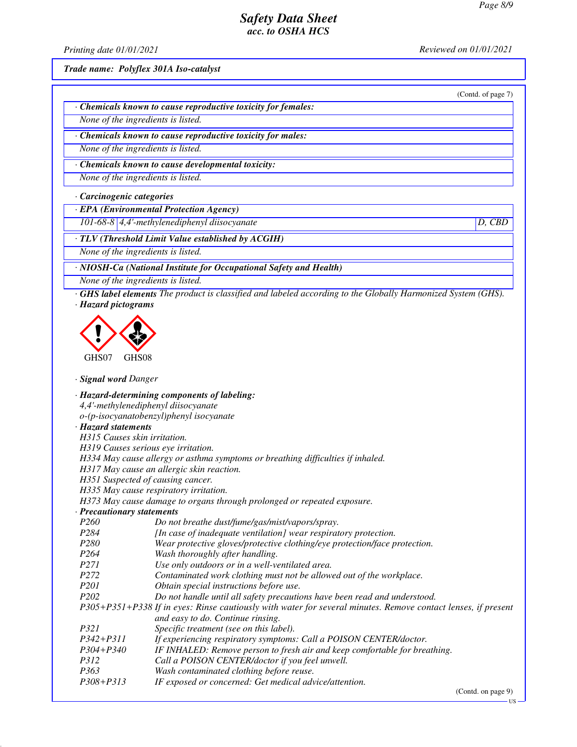*Trade name:* ***Polyflex 301A Iso-catalyst***

(Contd. of page 7)

· ***Chemicals known to cause reproductive toxicity for females:***

*None of the ingredients is listed.*

· ***Chemicals known to cause reproductive toxicity for males:***

*None of the ingredients is listed.*

· ***Chemicals known to cause developmental toxicity:***

*None of the ingredients is listed.*

· ***Carcinogenic categories***

· ***EPA (Environmental Protection Agency)***

| | | |
|---|---|---|
| *101-68-8* | *4,4'-methylenediphenyl diisocyanate* | *D, CBD* |

· ***TLV (Threshold Limit Value established by ACGIH)***

*None of the ingredients is listed.*

· ***NIOSH-Ca (National Institute for Occupational Safety and Health)***

*None of the ingredients is listed.*

· ***GHS label elements*** *The product is classified and labeled according to the Globally Harmonized System (GHS).*

· ***Hazard pictograms***

GHS07 GHS08

· ***Signal word*** *Danger*

· ***Hazard-determining components of labeling:***

*4,4'-methylenediphenyl diisocyanate*
*o-(p-isocyanatobenzyl)phenyl isocyanate*

· ***Hazard statements***

*H315 Causes skin irritation.*
*H319 Causes serious eye irritation.*
*H334 May cause allergy or asthma symptoms or breathing difficulties if inhaled.*
*H317 May cause an allergic skin reaction.*
*H351 Suspected of causing cancer.*
*H335 May cause respiratory irritation.*
*H373 May cause damage to organs through prolonged or repeated exposure.*

· ***Precautionary statements***

| | |
|---|---|
| *P260* | *Do not breathe dust/fume/gas/mist/vapors/spray.* |
| *P284* | *[In case of inadequate ventilation] wear respiratory protection.* |
| *P280* | *Wear protective gloves/protective clothing/eye protection/face protection.* |
| *P264* | *Wash thoroughly after handling.* |
| *P271* | *Use only outdoors or in a well-ventilated area.* |
| *P272* | *Contaminated work clothing must not be allowed out of the workplace.* |
| *P201* | *Obtain special instructions before use.* |
| *P202* | *Do not handle until all safety precautions have been read and understood.* |
| *P305+P351+P338* | *If in eyes: Rinse cautiously with water for several minutes. Remove contact lenses, if present and easy to do. Continue rinsing.* |
| *P321* | *Specific treatment (see on this label).* |
| *P342+P311* | *If experiencing respiratory symptoms: Call a POISON CENTER/doctor.* |
| *P304+P340* | *IF INHALED: Remove person to fresh air and keep comfortable for breathing.* |
| *P312* | *Call a POISON CENTER/doctor if you feel unwell.* |
| *P363* | *Wash contaminated clothing before reuse.* |
| *P308+P313* | *IF exposed or concerned: Get medical advice/attention.* |

(Contd. on page 9)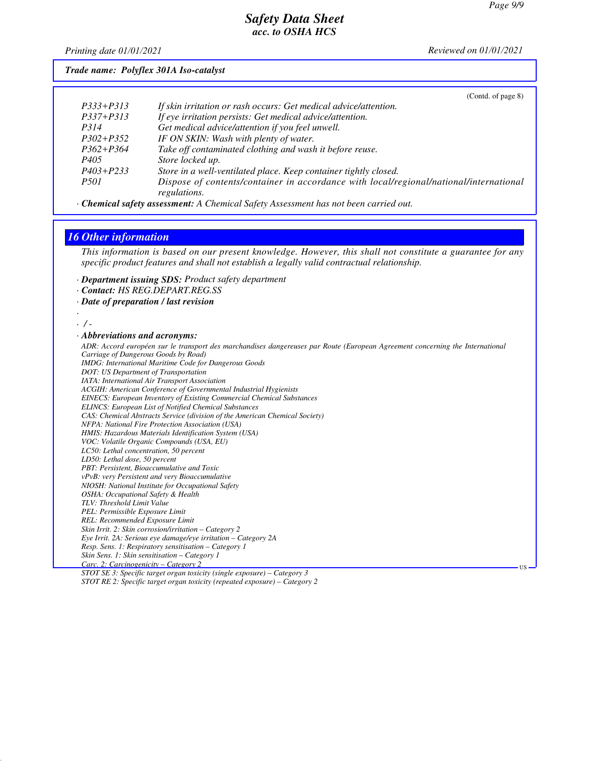Trade name: Polyflex 301A Iso-catalyst

(Contd. of page 8)

| | |
|---|---|
| P333+P313 | If skin irritation or rash occurs: Get medical advice/attention. |
| P337+P313 | If eye irritation persists: Get medical advice/attention. |
| P314 | Get medical advice/attention if you feel unwell. |
| P302+P352 | IF ON SKIN: Wash with plenty of water. |
| P362+P364 | Take off contaminated clothing and wash it before reuse. |
| P405 | Store locked up. |
| P403+P233 | Store in a well-ventilated place. Keep container tightly closed. |
| P501 | Dispose of contents/container in accordance with local/regional/national/international regulations. |

· **Chemical safety assessment:** A Chemical Safety Assessment has not been carried out.

## 16 Other information

This information is based on our present knowledge. However, this shall not constitute a guarantee for any specific product features and shall not establish a legally valid contractual relationship.

· **Department issuing SDS:** Product safety department

· **Contact:** HS REG.DEPART.REG.SS

· **Date of preparation / last revision**

·

· / -

· **Abbreviations and acronyms:**

ADR: Accord européen sur le transport des marchandises dangereuses par Route (European Agreement concerning the International Carriage of Dangerous Goods by Road)
IMDG: International Maritime Code for Dangerous Goods
DOT: US Department of Transportation
IATA: International Air Transport Association
ACGIH: American Conference of Governmental Industrial Hygienists
EINECS: European Inventory of Existing Commercial Chemical Substances
ELINCS: European List of Notified Chemical Substances
CAS: Chemical Abstracts Service (division of the American Chemical Society)
NFPA: National Fire Protection Association (USA)
HMIS: Hazardous Materials Identification System (USA)
VOC: Volatile Organic Compounds (USA, EU)
LC50: Lethal concentration, 50 percent
LD50: Lethal dose, 50 percent
PBT: Persistent, Bioaccumulative and Toxic
vPvB: very Persistent and very Bioaccumulative
NIOSH: National Institute for Occupational Safety
OSHA: Occupational Safety & Health
TLV: Threshold Limit Value
PEL: Permissible Exposure Limit
REL: Recommended Exposure Limit
Skin Irrit. 2: Skin corrosion/irritation – Category 2
Eye Irrit. 2A: Serious eye damage/eye irritation – Category 2A
Resp. Sens. 1: Respiratory sensitisation – Category 1
Skin Sens. 1: Skin sensitisation – Category 1
Carc. 2: Carcinogenicity – Category 2
STOT SE 3: Specific target organ toxicity (single exposure) – Category 3
STOT RE 2: Specific target organ toxicity (repeated exposure) – Category 2